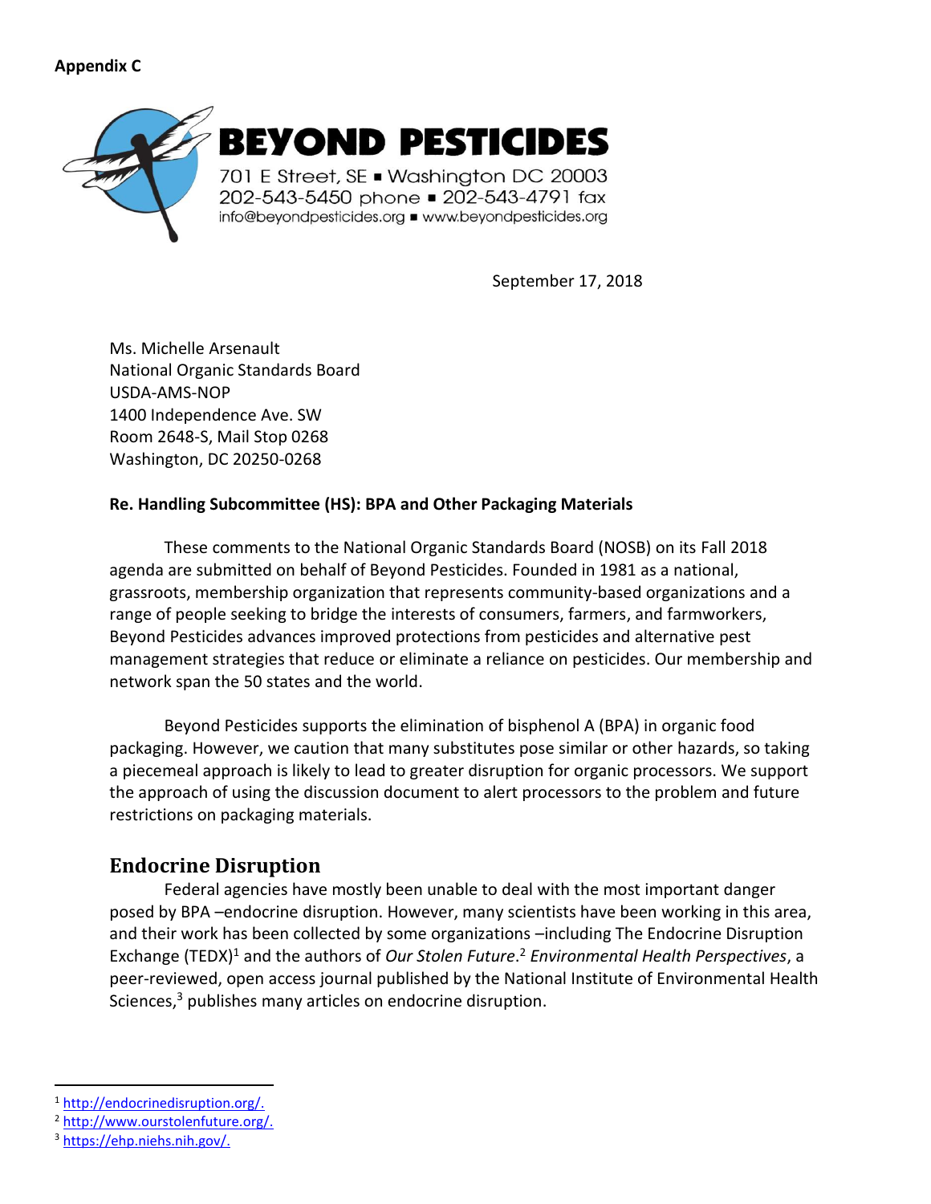**Appendix C**

**BEYOND PESTICIDES**
701 E Street, SE ▪ Washington DC 20003
202-543-5450 phone ▪ 202-543-4791 fax
info@beyondpesticides.org ▪ www.beyondpesticides.org

September 17, 2018

Ms. Michelle Arsenault
National Organic Standards Board
USDA-AMS-NOP
1400 Independence Ave. SW
Room 2648-S, Mail Stop 0268
Washington, DC 20250-0268

**Re. Handling Subcommittee (HS): BPA and Other Packaging Materials**

These comments to the National Organic Standards Board (NOSB) on its Fall 2018 agenda are submitted on behalf of Beyond Pesticides. Founded in 1981 as a national, grassroots, membership organization that represents community-based organizations and a range of people seeking to bridge the interests of consumers, farmers, and farmworkers, Beyond Pesticides advances improved protections from pesticides and alternative pest management strategies that reduce or eliminate a reliance on pesticides. Our membership and network span the 50 states and the world.

Beyond Pesticides supports the elimination of bisphenol A (BPA) in organic food packaging. However, we caution that many substitutes pose similar or other hazards, so taking a piecemeal approach is likely to lead to greater disruption for organic processors. We support the approach of using the discussion document to alert processors to the problem and future restrictions on packaging materials.

## Endocrine Disruption

Federal agencies have mostly been unable to deal with the most important danger posed by BPA –endocrine disruption. However, many scientists have been working in this area, and their work has been collected by some organizations –including The Endocrine Disruption Exchange (TEDX)[1] and the authors of *Our Stolen Future*.[2] *Environmental Health Perspectives*, a peer-reviewed, open access journal published by the National Institute of Environmental Health Sciences,[3] publishes many articles on endocrine disruption.

---

[1] http://endocrinedisruption.org/.
[2] http://www.ourstolenfuture.org/.
[3] https://ehp.niehs.nih.gov/.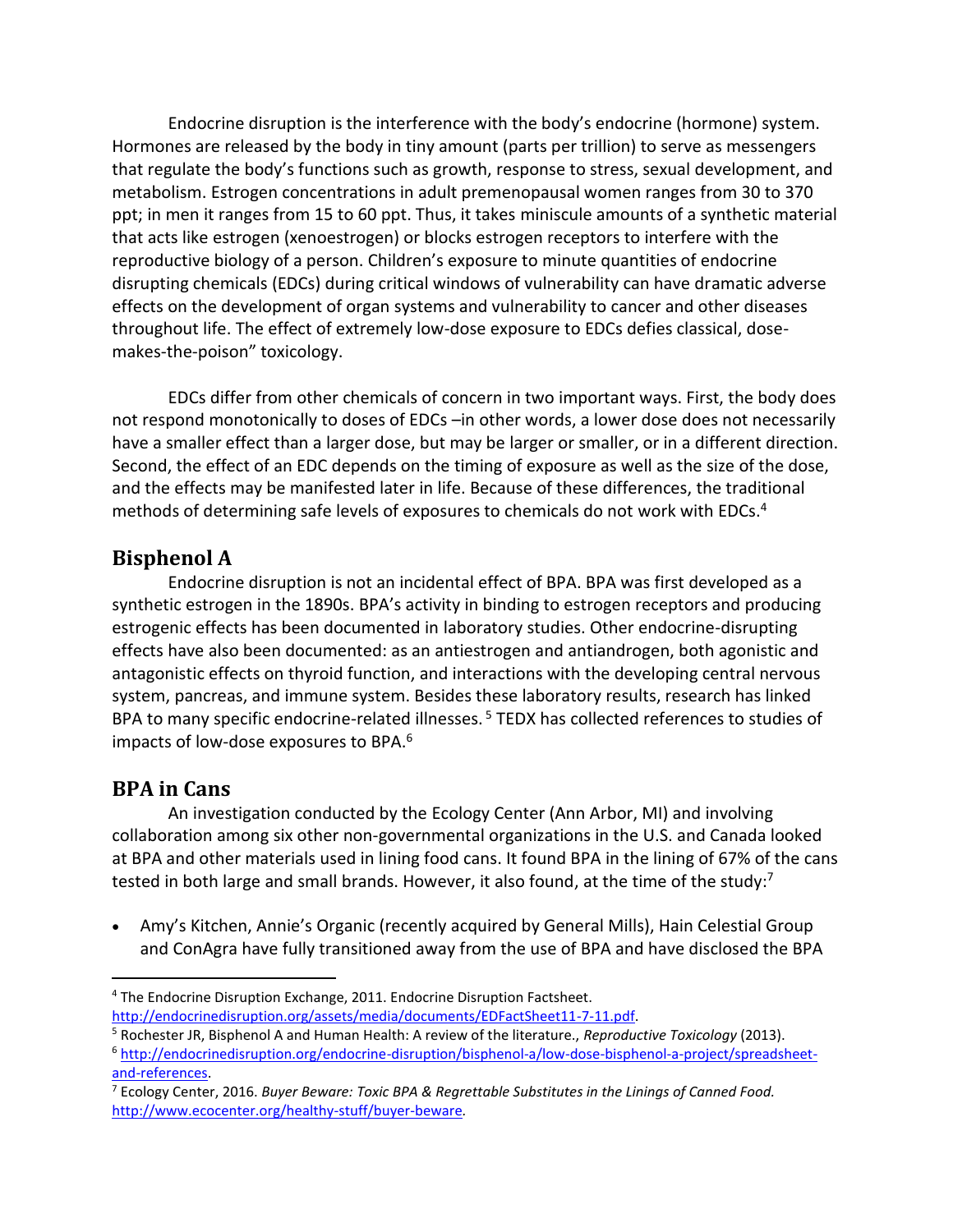Endocrine disruption is the interference with the body's endocrine (hormone) system. Hormones are released by the body in tiny amount (parts per trillion) to serve as messengers that regulate the body's functions such as growth, response to stress, sexual development, and metabolism. Estrogen concentrations in adult premenopausal women ranges from 30 to 370 ppt; in men it ranges from 15 to 60 ppt. Thus, it takes miniscule amounts of a synthetic material that acts like estrogen (xenoestrogen) or blocks estrogen receptors to interfere with the reproductive biology of a person. Children's exposure to minute quantities of endocrine disrupting chemicals (EDCs) during critical windows of vulnerability can have dramatic adverse effects on the development of organ systems and vulnerability to cancer and other diseases throughout life. The effect of extremely low-dose exposure to EDCs defies classical, dose-makes-the-poison" toxicology.

EDCs differ from other chemicals of concern in two important ways. First, the body does not respond monotonically to doses of EDCs –in other words, a lower dose does not necessarily have a smaller effect than a larger dose, but may be larger or smaller, or in a different direction. Second, the effect of an EDC depends on the timing of exposure as well as the size of the dose, and the effects may be manifested later in life. Because of these differences, the traditional methods of determining safe levels of exposures to chemicals do not work with EDCs.[4]

## Bisphenol A

Endocrine disruption is not an incidental effect of BPA. BPA was first developed as a synthetic estrogen in the 1890s. BPA's activity in binding to estrogen receptors and producing estrogenic effects has been documented in laboratory studies. Other endocrine-disrupting effects have also been documented: as an antiestrogen and antiandrogen, both agonistic and antagonistic effects on thyroid function, and interactions with the developing central nervous system, pancreas, and immune system. Besides these laboratory results, research has linked BPA to many specific endocrine-related illnesses.[5] TEDX has collected references to studies of impacts of low-dose exposures to BPA.[6]

## BPA in Cans

An investigation conducted by the Ecology Center (Ann Arbor, MI) and involving collaboration among six other non-governmental organizations in the U.S. and Canada looked at BPA and other materials used in lining food cans. It found BPA in the lining of 67% of the cans tested in both large and small brands. However, it also found, at the time of the study:[7]

- Amy's Kitchen, Annie's Organic (recently acquired by General Mills), Hain Celestial Group and ConAgra have fully transitioned away from the use of BPA and have disclosed the BPA

---

[4] The Endocrine Disruption Exchange, 2011. Endocrine Disruption Factsheet. http://endocrinedisruption.org/assets/media/documents/EDFactSheet11-7-11.pdf.

[5] Rochester JR, Bisphenol A and Human Health: A review of the literature., *Reproductive Toxicology* (2013).

[6] http://endocrinedisruption.org/endocrine-disruption/bisphenol-a/low-dose-bisphenol-a-project/spreadsheet-and-references.

[7] Ecology Center, 2016. *Buyer Beware: Toxic BPA & Regrettable Substitutes in the Linings of Canned Food.* http://www.ecocenter.org/healthy-stuff/buyer-beware.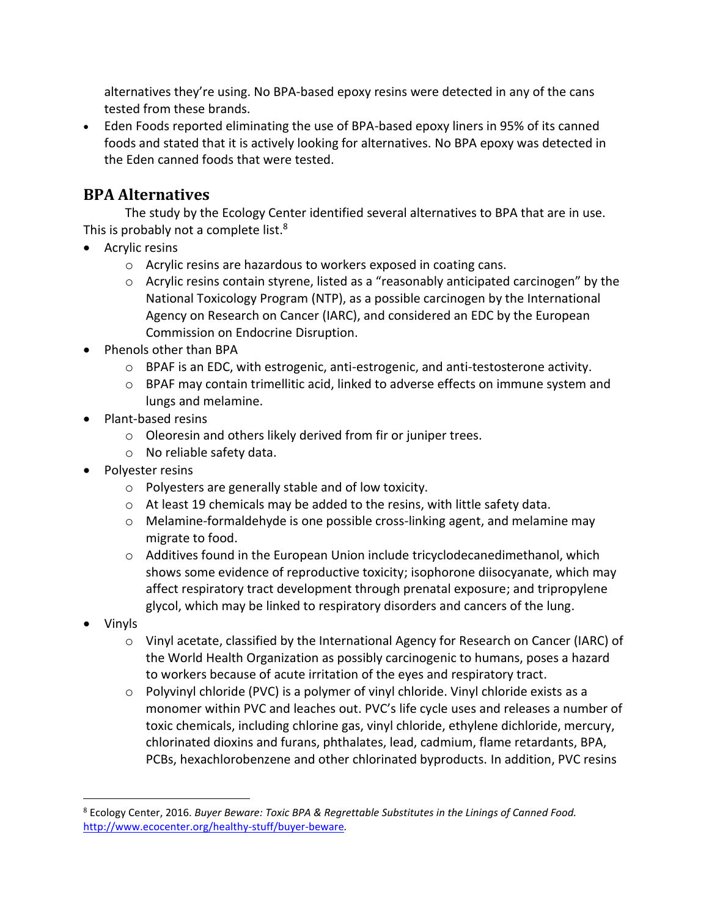alternatives they're using. No BPA-based epoxy resins were detected in any of the cans tested from these brands.

- Eden Foods reported eliminating the use of BPA-based epoxy liners in 95% of its canned foods and stated that it is actively looking for alternatives. No BPA epoxy was detected in the Eden canned foods that were tested.

## BPA Alternatives

The study by the Ecology Center identified several alternatives to BPA that are in use. This is probably not a complete list.[8]

- Acrylic resins
  - Acrylic resins are hazardous to workers exposed in coating cans.
  - Acrylic resins contain styrene, listed as a "reasonably anticipated carcinogen" by the National Toxicology Program (NTP), as a possible carcinogen by the International Agency on Research on Cancer (IARC), and considered an EDC by the European Commission on Endocrine Disruption.
- Phenols other than BPA
  - BPAF is an EDC, with estrogenic, anti-estrogenic, and anti-testosterone activity.
  - BPAF may contain trimellitic acid, linked to adverse effects on immune system and lungs and melamine.
- Plant-based resins
  - Oleoresin and others likely derived from fir or juniper trees.
  - No reliable safety data.
- Polyester resins
  - Polyesters are generally stable and of low toxicity.
  - At least 19 chemicals may be added to the resins, with little safety data.
  - Melamine-formaldehyde is one possible cross-linking agent, and melamine may migrate to food.
  - Additives found in the European Union include tricyclodecanedimethanol, which shows some evidence of reproductive toxicity; isophorone diisocyanate, which may affect respiratory tract development through prenatal exposure; and tripropylene glycol, which may be linked to respiratory disorders and cancers of the lung.
- Vinyls
  - Vinyl acetate, classified by the International Agency for Research on Cancer (IARC) of the World Health Organization as possibly carcinogenic to humans, poses a hazard to workers because of acute irritation of the eyes and respiratory tract.
  - Polyvinyl chloride (PVC) is a polymer of vinyl chloride. Vinyl chloride exists as a monomer within PVC and leaches out. PVC's life cycle uses and releases a number of toxic chemicals, including chlorine gas, vinyl chloride, ethylene dichloride, mercury, chlorinated dioxins and furans, phthalates, lead, cadmium, flame retardants, BPA, PCBs, hexachlorobenzene and other chlorinated byproducts. In addition, PVC resins

---

[8] Ecology Center, 2016. *Buyer Beware: Toxic BPA & Regrettable Substitutes in the Linings of Canned Food.* http://www.ecocenter.org/healthy-stuff/buyer-beware.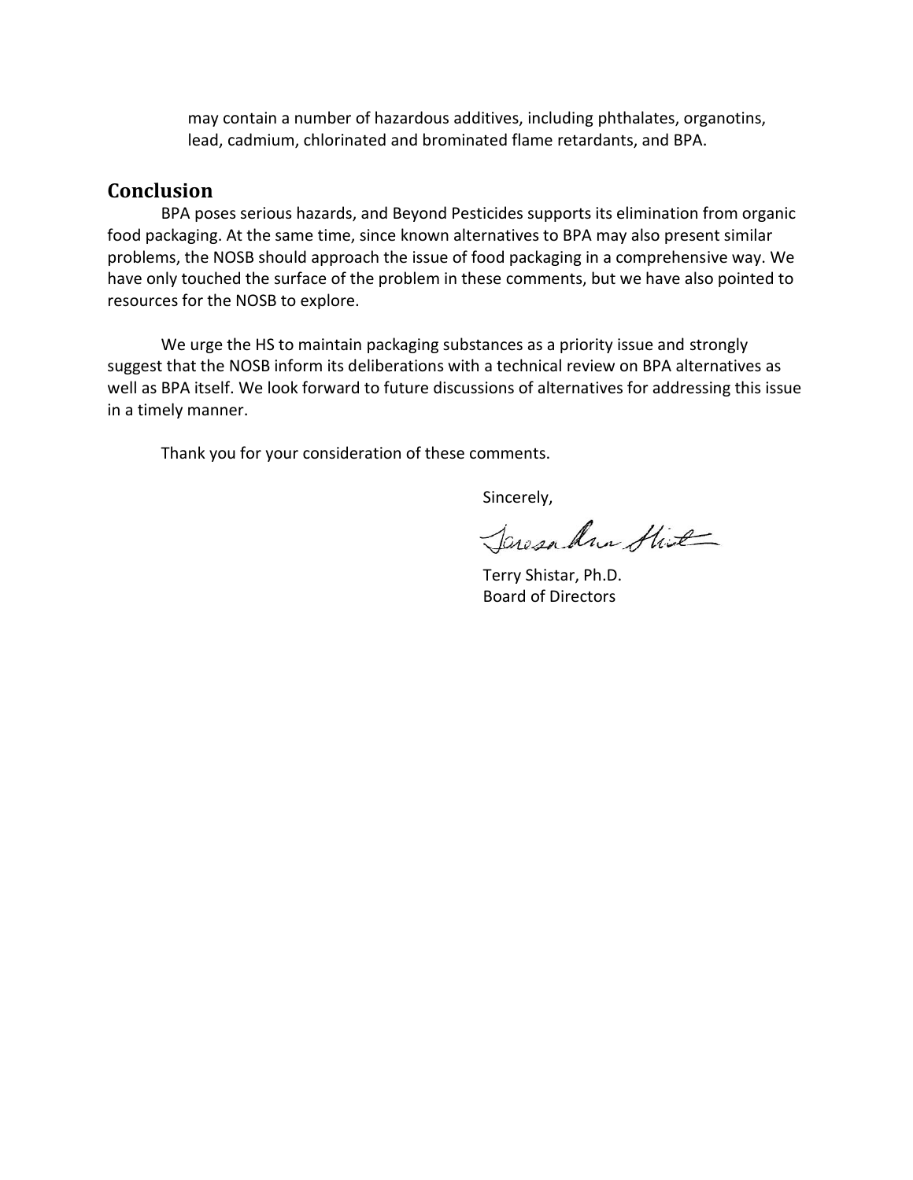may contain a number of hazardous additives, including phthalates, organotins, lead, cadmium, chlorinated and brominated flame retardants, and BPA.

## Conclusion

BPA poses serious hazards, and Beyond Pesticides supports its elimination from organic food packaging. At the same time, since known alternatives to BPA may also present similar problems, the NOSB should approach the issue of food packaging in a comprehensive way. We have only touched the surface of the problem in these comments, but we have also pointed to resources for the NOSB to explore.

We urge the HS to maintain packaging substances as a priority issue and strongly suggest that the NOSB inform its deliberations with a technical review on BPA alternatives as well as BPA itself. We look forward to future discussions of alternatives for addressing this issue in a timely manner.

Thank you for your consideration of these comments.

Sincerely,

Terry Shistar, Ph.D.
Board of Directors